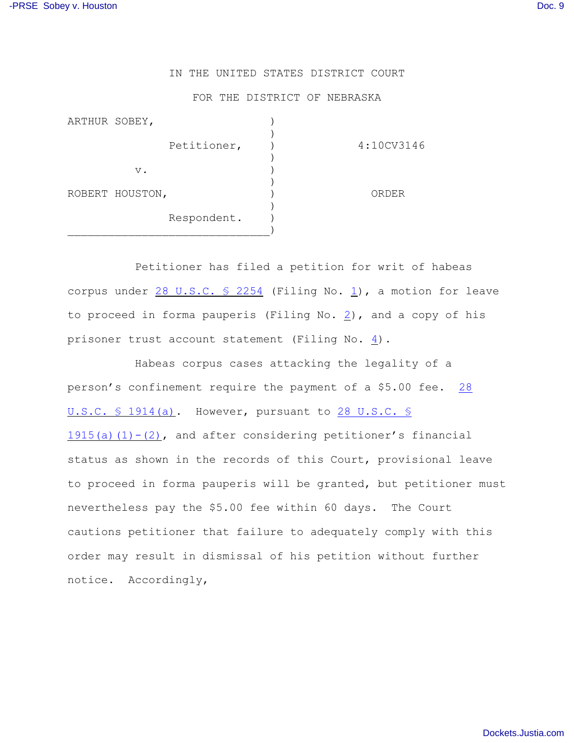IN THE UNITED STATES DISTRICT COURT

FOR THE DISTRICT OF NEBRASKA

| | | |
|---|---|---|
| ARTHUR SOBEY, Petitioner, | ) | 4:10CV3146 |
| v. | ) | |
| ROBERT HOUSTON, Respondent. | ) | ORDER |

Petitioner has filed a petition for writ of habeas corpus under 28 U.S.C. § 2254 (Filing No. 1), a motion for leave to proceed in forma pauperis (Filing No. 2), and a copy of his prisoner trust account statement (Filing No. 4).

Habeas corpus cases attacking the legality of a person's confinement require the payment of a $5.00 fee. 28 U.S.C. § 1914(a). However, pursuant to 28 U.S.C. § 1915(a)(1)-(2), and after considering petitioner's financial status as shown in the records of this Court, provisional leave to proceed in forma pauperis will be granted, but petitioner must nevertheless pay the $5.00 fee within 60 days. The Court cautions petitioner that failure to adequately comply with this order may result in dismissal of his petition without further notice. Accordingly,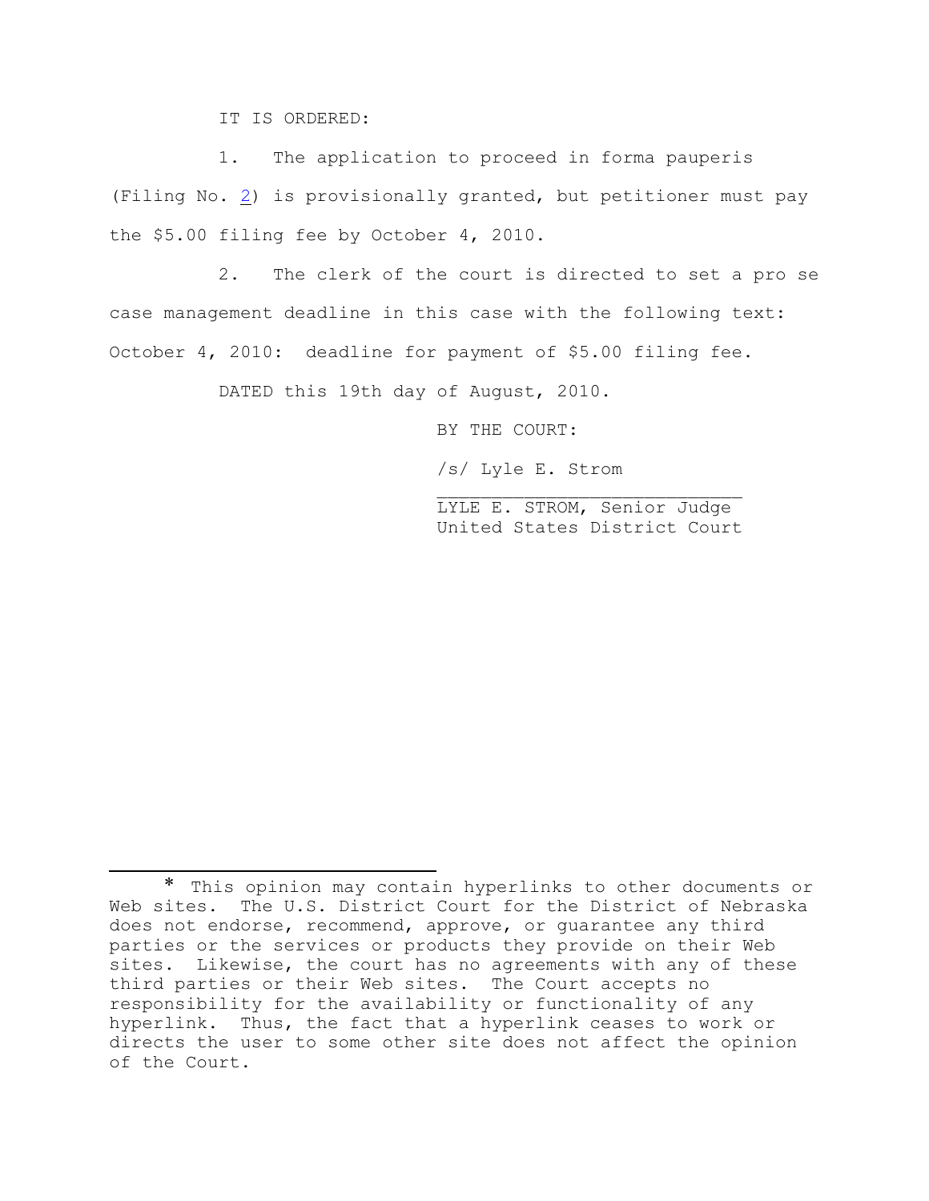IT IS ORDERED:

1. The application to proceed in forma pauperis (Filing No. 2) is provisionally granted, but petitioner must pay the $5.00 filing fee by October 4, 2010.

2. The clerk of the court is directed to set a pro se case management deadline in this case with the following text: October 4, 2010: deadline for payment of $5.00 filing fee.

DATED this 19th day of August, 2010.

BY THE COURT:

/s/ Lyle E. Strom

LYLE E. STROM, Senior Judge
United States District Court

---

\* This opinion may contain hyperlinks to other documents or Web sites. The U.S. District Court for the District of Nebraska does not endorse, recommend, approve, or guarantee any third parties or the services or products they provide on their Web sites. Likewise, the court has no agreements with any of these third parties or their Web sites. The Court accepts no responsibility for the availability or functionality of any hyperlink. Thus, the fact that a hyperlink ceases to work or directs the user to some other site does not affect the opinion of the Court.